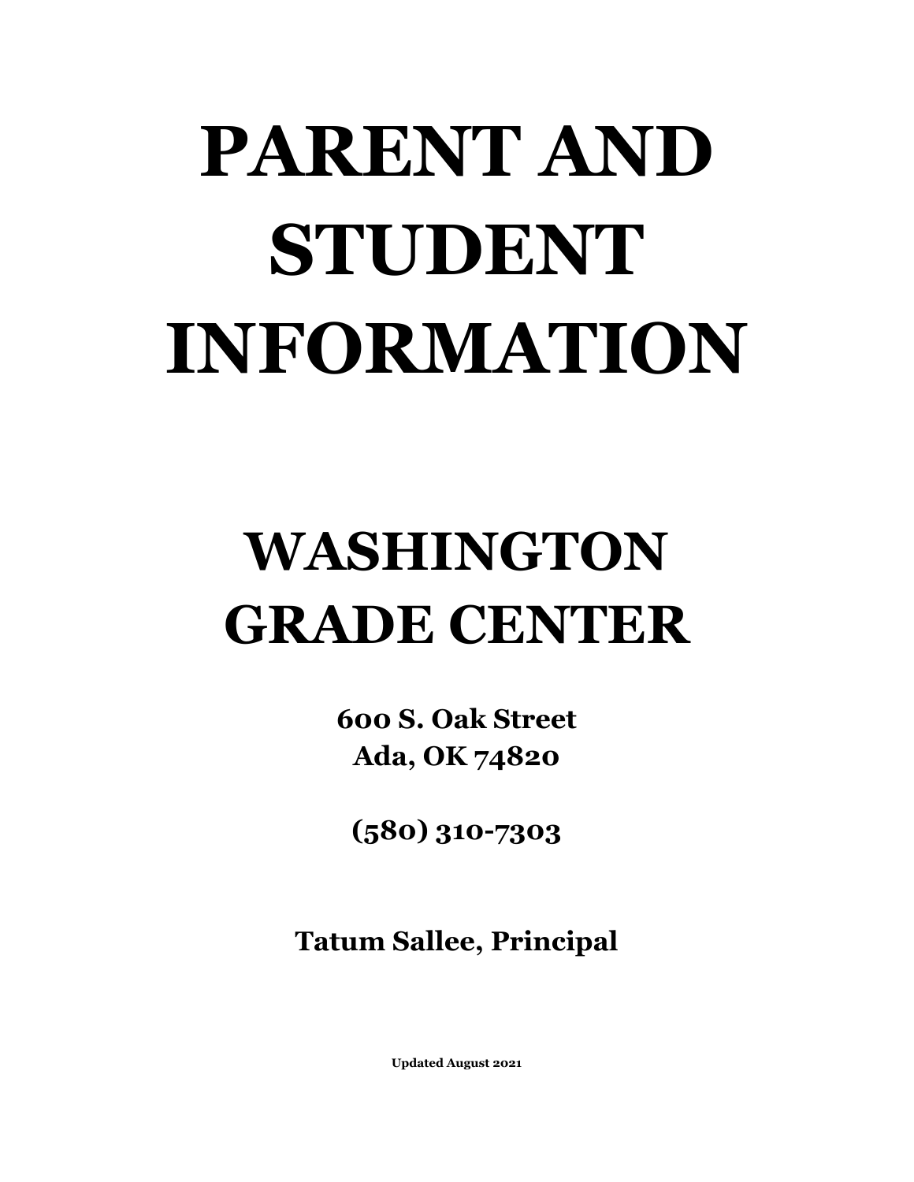# PARENT AND STUDENT INFORMATION

# WASHINGTON GRADE CENTER

**600 S. Oak Street**
**Ada, OK 74820**

**(580) 310-7303**

**Tatum Sallee, Principal**

**Updated August 2021**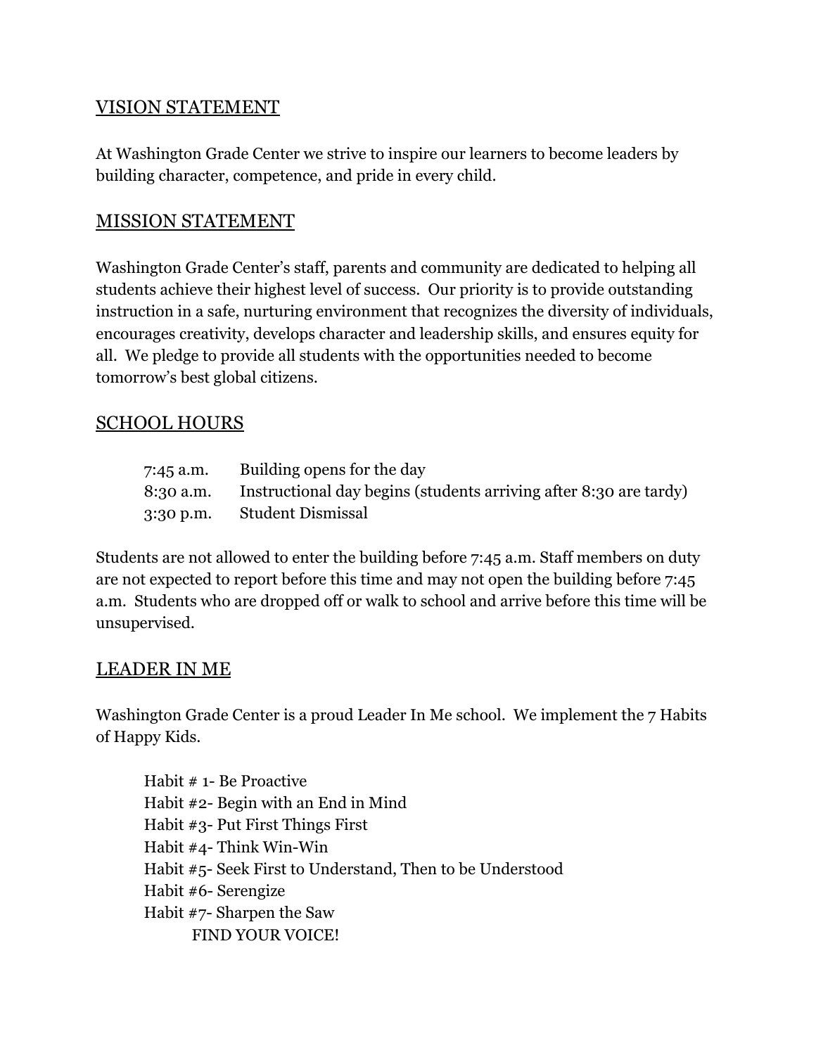## VISION STATEMENT

At Washington Grade Center we strive to inspire our learners to become leaders by building character, competence, and pride in every child.

## MISSION STATEMENT

Washington Grade Center's staff, parents and community are dedicated to helping all students achieve their highest level of success. Our priority is to provide outstanding instruction in a safe, nurturing environment that recognizes the diversity of individuals, encourages creativity, develops character and leadership skills, and ensures equity for all. We pledge to provide all students with the opportunities needed to become tomorrow's best global citizens.

## SCHOOL HOURS

| | |
|---|---|
| 7:45 a.m. | Building opens for the day |
| 8:30 a.m. | Instructional day begins (students arriving after 8:30 are tardy) |
| 3:30 p.m. | Student Dismissal |

Students are not allowed to enter the building before 7:45 a.m. Staff members on duty are not expected to report before this time and may not open the building before 7:45 a.m. Students who are dropped off or walk to school and arrive before this time will be unsupervised.

## LEADER IN ME

Washington Grade Center is a proud Leader In Me school. We implement the 7 Habits of Happy Kids.

Habit # 1- Be Proactive
Habit #2- Begin with an End in Mind
Habit #3- Put First Things First
Habit #4- Think Win-Win
Habit #5- Seek First to Understand, Then to be Understood
Habit #6- Serengize
Habit #7- Sharpen the Saw
FIND YOUR VOICE!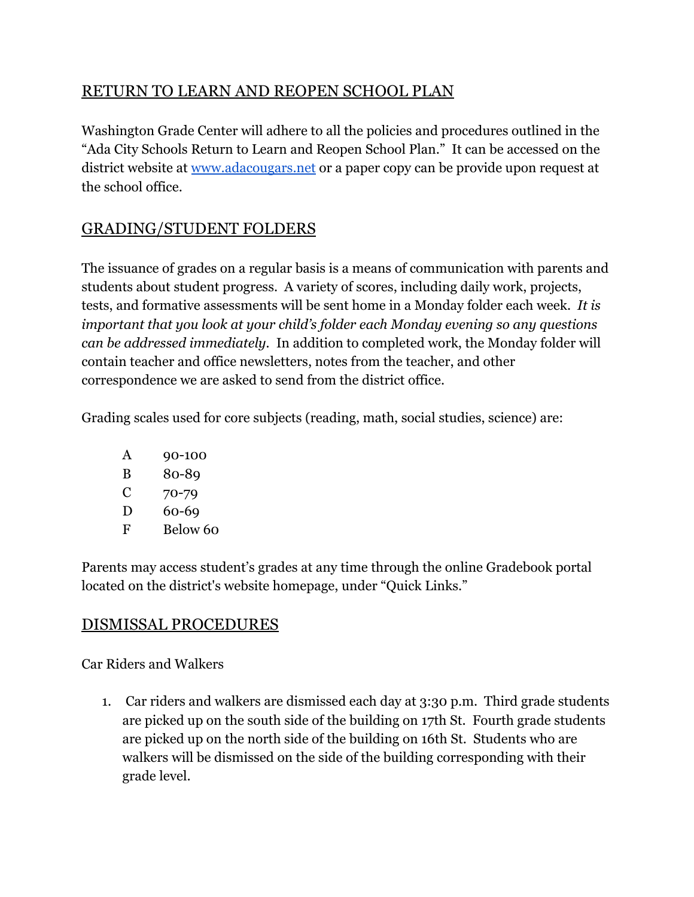## RETURN TO LEARN AND REOPEN SCHOOL PLAN

Washington Grade Center will adhere to all the policies and procedures outlined in the "Ada City Schools Return to Learn and Reopen School Plan." It can be accessed on the district website at [www.adacougars.net](http://www.adacougars.net) or a paper copy can be provide upon request at the school office.

## GRADING/STUDENT FOLDERS

The issuance of grades on a regular basis is a means of communication with parents and students about student progress. A variety of scores, including daily work, projects, tests, and formative assessments will be sent home in a Monday folder each week. *It is important that you look at your child's folder each Monday evening so any questions can be addressed immediately.* In addition to completed work, the Monday folder will contain teacher and office newsletters, notes from the teacher, and other correspondence we are asked to send from the district office.

Grading scales used for core subjects (reading, math, social studies, science) are:

| | |
|---|---|
| A | 90-100 |
| B | 80-89 |
| C | 70-79 |
| D | 60-69 |
| F | Below 60 |

Parents may access student's grades at any time through the online Gradebook portal located on the district's website homepage, under "Quick Links."

## DISMISSAL PROCEDURES

Car Riders and Walkers

1. Car riders and walkers are dismissed each day at 3:30 p.m. Third grade students are picked up on the south side of the building on 17th St. Fourth grade students are picked up on the north side of the building on 16th St. Students who are walkers will be dismissed on the side of the building corresponding with their grade level.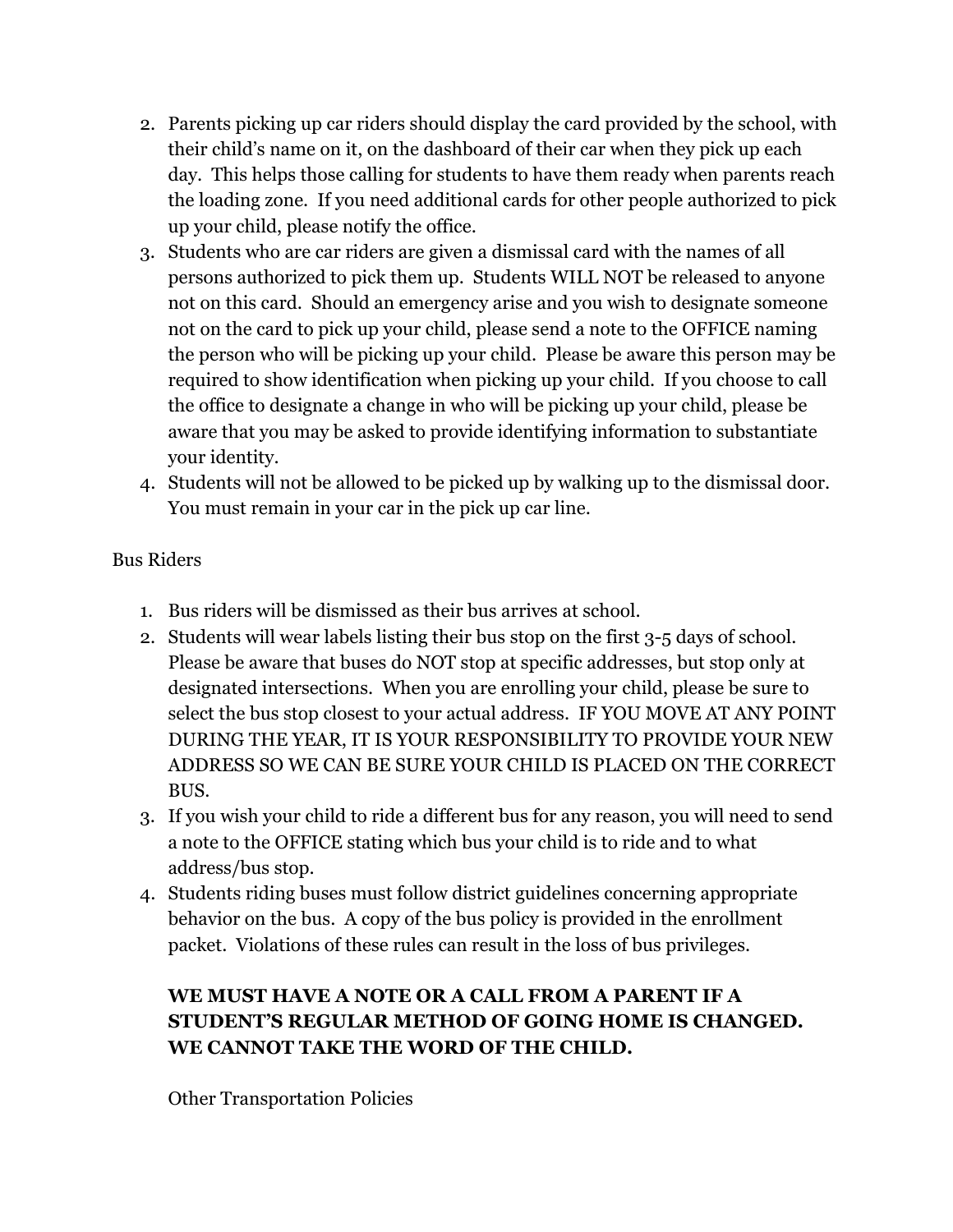2. Parents picking up car riders should display the card provided by the school, with their child's name on it, on the dashboard of their car when they pick up each day. This helps those calling for students to have them ready when parents reach the loading zone. If you need additional cards for other people authorized to pick up your child, please notify the office.
3. Students who are car riders are given a dismissal card with the names of all persons authorized to pick them up. Students WILL NOT be released to anyone not on this card. Should an emergency arise and you wish to designate someone not on the card to pick up your child, please send a note to the OFFICE naming the person who will be picking up your child. Please be aware this person may be required to show identification when picking up your child. If you choose to call the office to designate a change in who will be picking up your child, please be aware that you may be asked to provide identifying information to substantiate your identity.
4. Students will not be allowed to be picked up by walking up to the dismissal door. You must remain in your car in the pick up car line.

Bus Riders

1. Bus riders will be dismissed as their bus arrives at school.
2. Students will wear labels listing their bus stop on the first 3-5 days of school. Please be aware that buses do NOT stop at specific addresses, but stop only at designated intersections. When you are enrolling your child, please be sure to select the bus stop closest to your actual address. IF YOU MOVE AT ANY POINT DURING THE YEAR, IT IS YOUR RESPONSIBILITY TO PROVIDE YOUR NEW ADDRESS SO WE CAN BE SURE YOUR CHILD IS PLACED ON THE CORRECT BUS.
3. If you wish your child to ride a different bus for any reason, you will need to send a note to the OFFICE stating which bus your child is to ride and to what address/bus stop.
4. Students riding buses must follow district guidelines concerning appropriate behavior on the bus. A copy of the bus policy is provided in the enrollment packet. Violations of these rules can result in the loss of bus privileges.

**WE MUST HAVE A NOTE OR A CALL FROM A PARENT IF A STUDENT'S REGULAR METHOD OF GOING HOME IS CHANGED. WE CANNOT TAKE THE WORD OF THE CHILD.**

Other Transportation Policies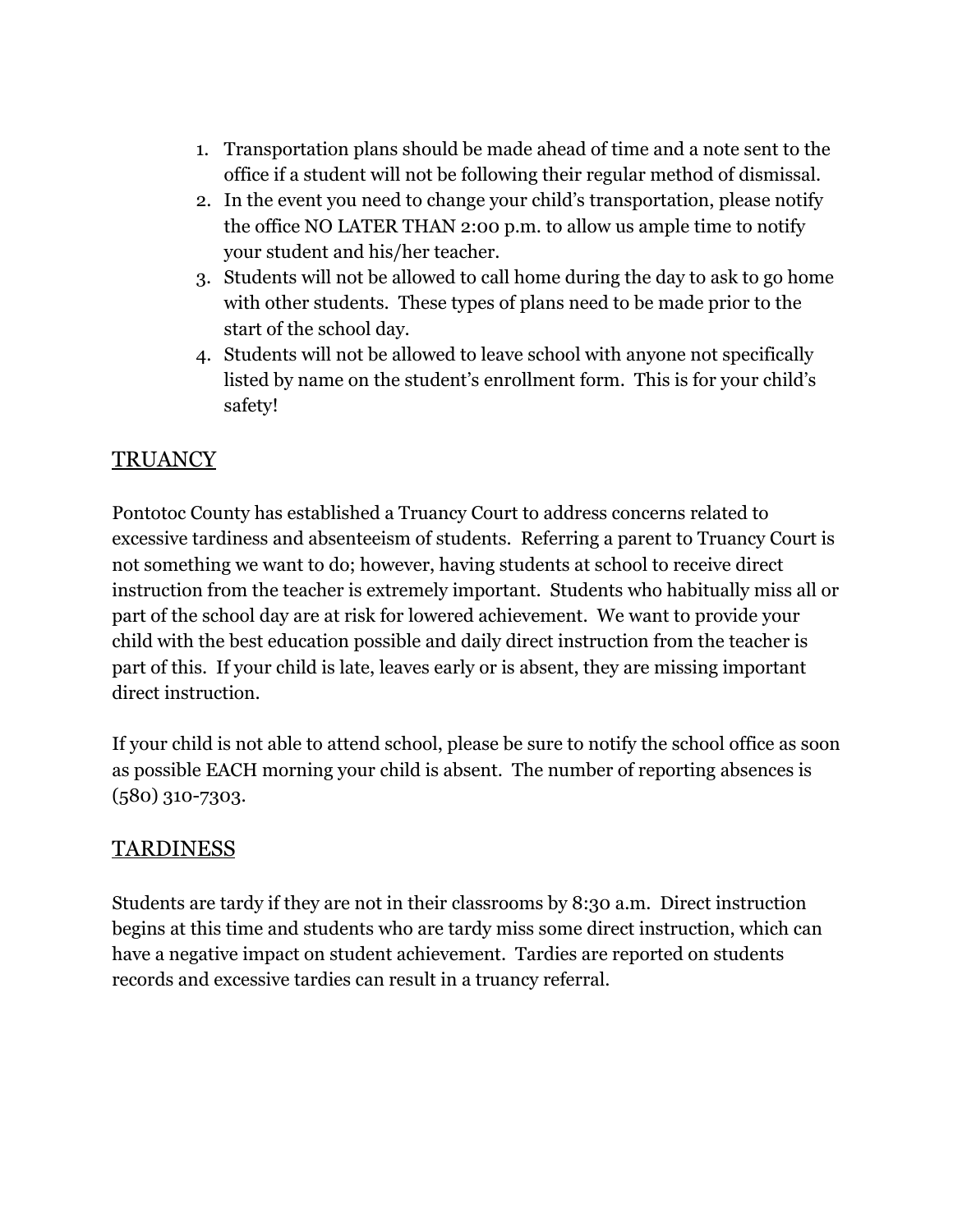1. Transportation plans should be made ahead of time and a note sent to the office if a student will not be following their regular method of dismissal.
2. In the event you need to change your child's transportation, please notify the office NO LATER THAN 2:00 p.m. to allow us ample time to notify your student and his/her teacher.
3. Students will not be allowed to call home during the day to ask to go home with other students. These types of plans need to be made prior to the start of the school day.
4. Students will not be allowed to leave school with anyone not specifically listed by name on the student's enrollment form. This is for your child's safety!

## TRUANCY

Pontotoc County has established a Truancy Court to address concerns related to excessive tardiness and absenteeism of students. Referring a parent to Truancy Court is not something we want to do; however, having students at school to receive direct instruction from the teacher is extremely important. Students who habitually miss all or part of the school day are at risk for lowered achievement. We want to provide your child with the best education possible and daily direct instruction from the teacher is part of this. If your child is late, leaves early or is absent, they are missing important direct instruction.

If your child is not able to attend school, please be sure to notify the school office as soon as possible EACH morning your child is absent. The number of reporting absences is (580) 310-7303.

## TARDINESS

Students are tardy if they are not in their classrooms by 8:30 a.m. Direct instruction begins at this time and students who are tardy miss some direct instruction, which can have a negative impact on student achievement. Tardies are reported on students records and excessive tardies can result in a truancy referral.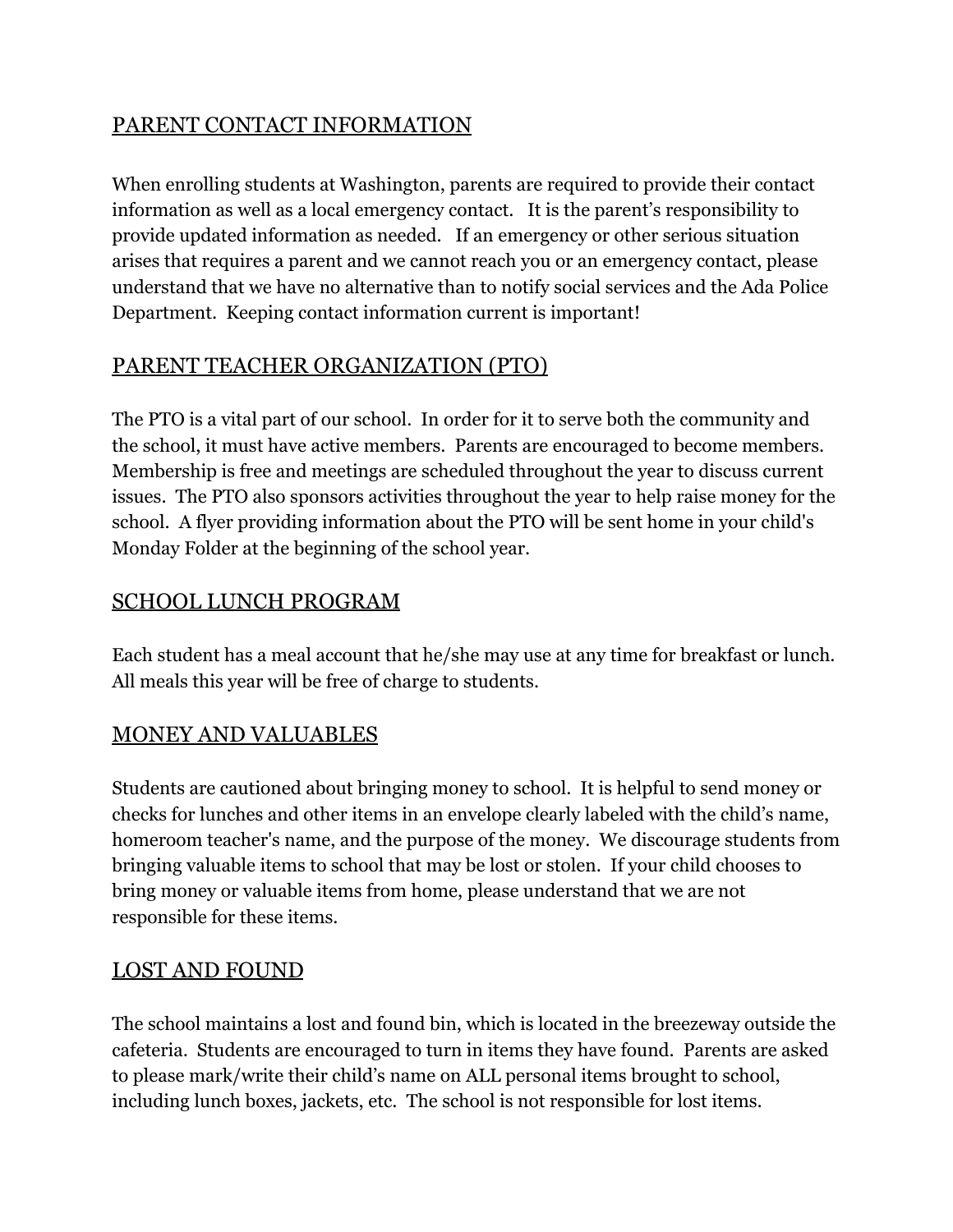## PARENT CONTACT INFORMATION

When enrolling students at Washington, parents are required to provide their contact information as well as a local emergency contact. It is the parent's responsibility to provide updated information as needed. If an emergency or other serious situation arises that requires a parent and we cannot reach you or an emergency contact, please understand that we have no alternative than to notify social services and the Ada Police Department. Keeping contact information current is important!

## PARENT TEACHER ORGANIZATION (PTO)

The PTO is a vital part of our school. In order for it to serve both the community and the school, it must have active members. Parents are encouraged to become members. Membership is free and meetings are scheduled throughout the year to discuss current issues. The PTO also sponsors activities throughout the year to help raise money for the school. A flyer providing information about the PTO will be sent home in your child's Monday Folder at the beginning of the school year.

## SCHOOL LUNCH PROGRAM

Each student has a meal account that he/she may use at any time for breakfast or lunch. All meals this year will be free of charge to students.

## MONEY AND VALUABLES

Students are cautioned about bringing money to school. It is helpful to send money or checks for lunches and other items in an envelope clearly labeled with the child's name, homeroom teacher's name, and the purpose of the money. We discourage students from bringing valuable items to school that may be lost or stolen. If your child chooses to bring money or valuable items from home, please understand that we are not responsible for these items.

## LOST AND FOUND

The school maintains a lost and found bin, which is located in the breezeway outside the cafeteria. Students are encouraged to turn in items they have found. Parents are asked to please mark/write their child's name on ALL personal items brought to school, including lunch boxes, jackets, etc. The school is not responsible for lost items.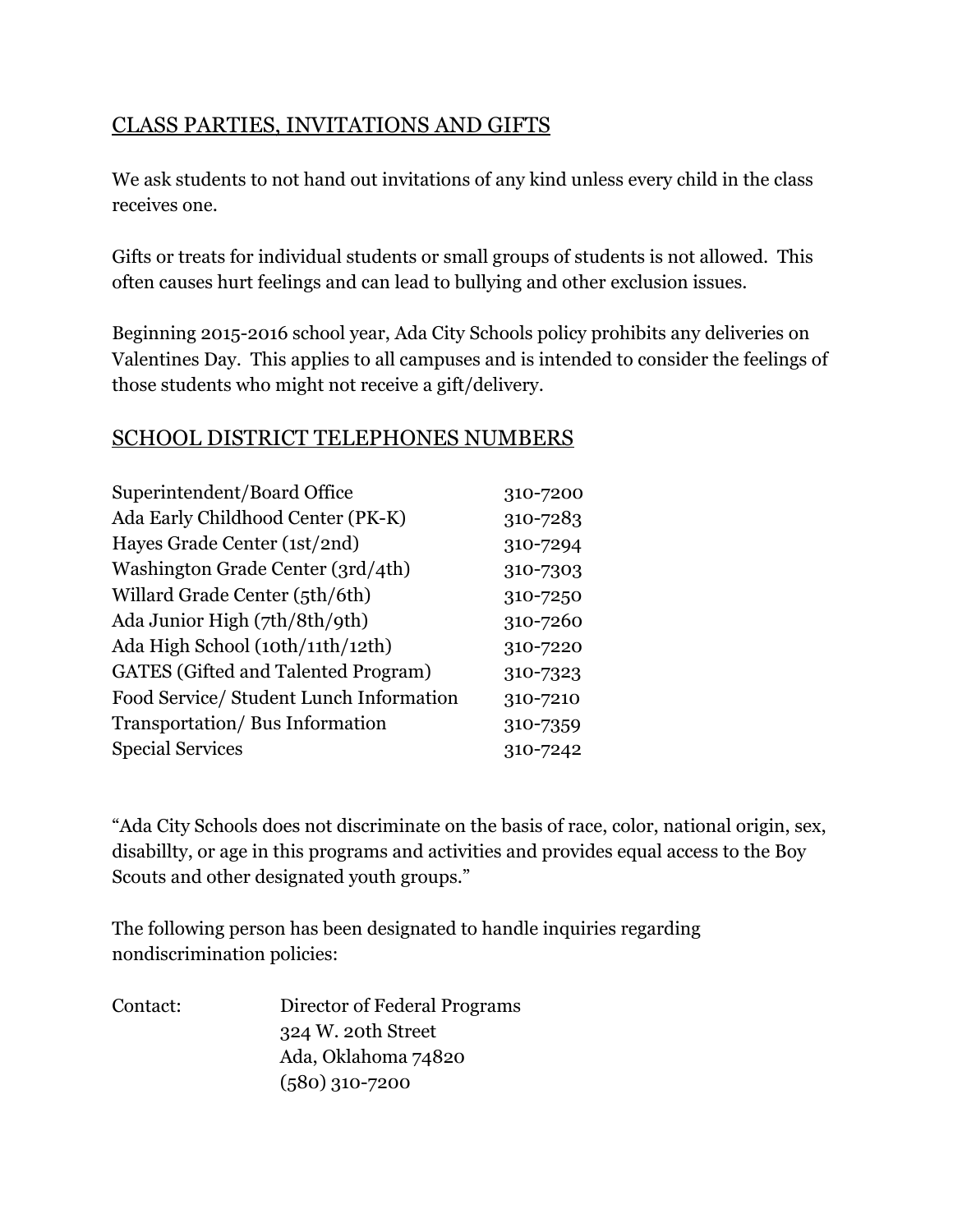## CLASS PARTIES, INVITATIONS AND GIFTS

We ask students to not hand out invitations of any kind unless every child in the class receives one.

Gifts or treats for individual students or small groups of students is not allowed. This often causes hurt feelings and can lead to bullying and other exclusion issues.

Beginning 2015-2016 school year, Ada City Schools policy prohibits any deliveries on Valentines Day. This applies to all campuses and is intended to consider the feelings of those students who might not receive a gift/delivery.

## SCHOOL DISTRICT TELEPHONES NUMBERS

| | |
|---|---|
| Superintendent/Board Office | 310-7200 |
| Ada Early Childhood Center (PK-K) | 310-7283 |
| Hayes Grade Center (1st/2nd) | 310-7294 |
| Washington Grade Center (3rd/4th) | 310-7303 |
| Willard Grade Center (5th/6th) | 310-7250 |
| Ada Junior High (7th/8th/9th) | 310-7260 |
| Ada High School (10th/11th/12th) | 310-7220 |
| GATES (Gifted and Talented Program) | 310-7323 |
| Food Service/ Student Lunch Information | 310-7210 |
| Transportation/ Bus Information | 310-7359 |
| Special Services | 310-7242 |

"Ada City Schools does not discriminate on the basis of race, color, national origin, sex, disabillty, or age in this programs and activities and provides equal access to the Boy Scouts and other designated youth groups."

The following person has been designated to handle inquiries regarding nondiscrimination policies:

Contact: Director of Federal Programs
324 W. 20th Street
Ada, Oklahoma 74820
(580) 310-7200